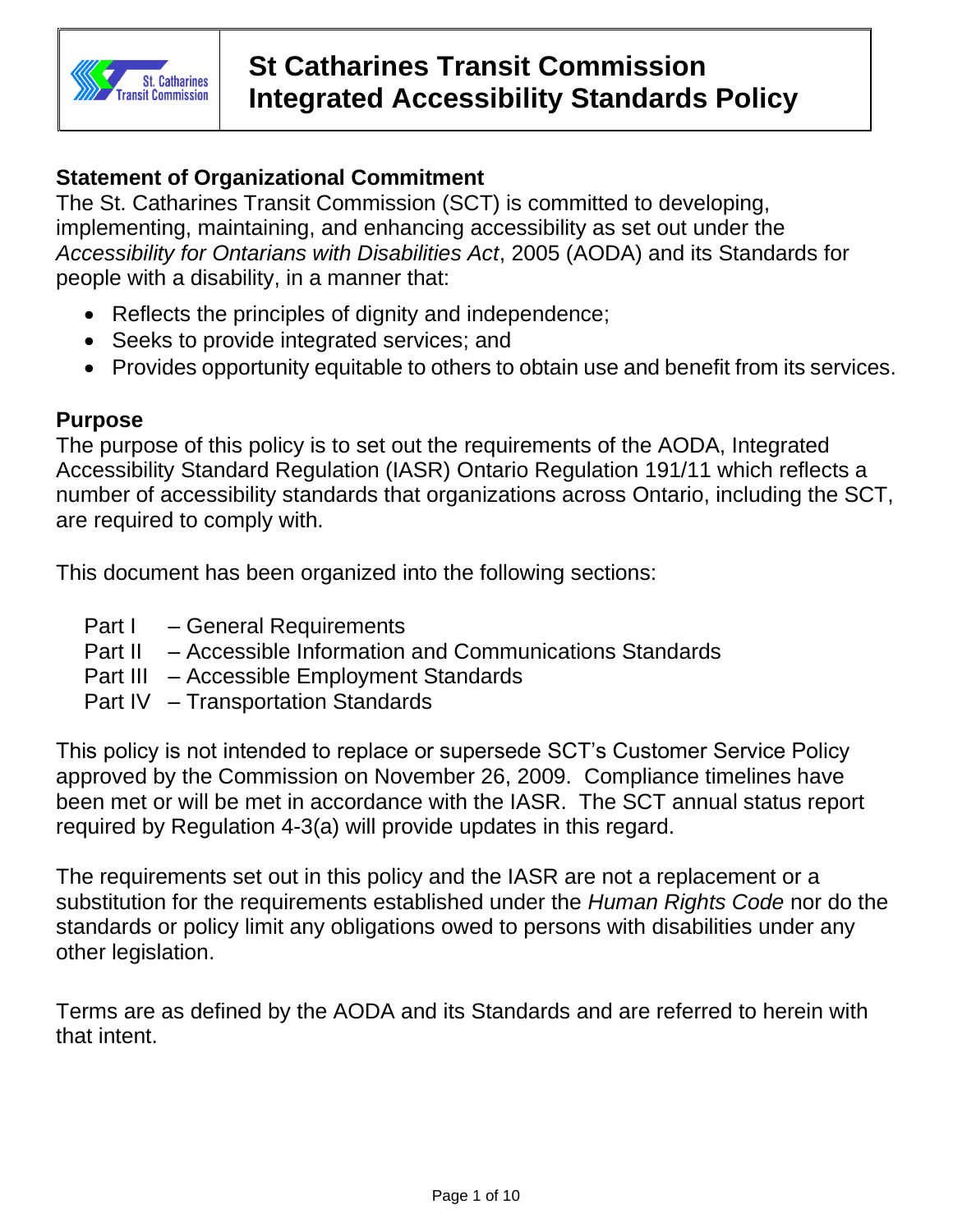# St Catharines Transit Commission Integrated Accessibility Standards Policy

## Statement of Organizational Commitment

The St. Catharines Transit Commission (SCT) is committed to developing, implementing, maintaining, and enhancing accessibility as set out under the *Accessibility for Ontarians with Disabilities Act*, 2005 (AODA) and its Standards for people with a disability, in a manner that:

- Reflects the principles of dignity and independence;
- Seeks to provide integrated services; and
- Provides opportunity equitable to others to obtain use and benefit from its services.

## Purpose

The purpose of this policy is to set out the requirements of the AODA, Integrated Accessibility Standard Regulation (IASR) Ontario Regulation 191/11 which reflects a number of accessibility standards that organizations across Ontario, including the SCT, are required to comply with.

This document has been organized into the following sections:

Part I – General Requirements
Part II – Accessible Information and Communications Standards
Part III – Accessible Employment Standards
Part IV – Transportation Standards

This policy is not intended to replace or supersede SCT's Customer Service Policy approved by the Commission on November 26, 2009. Compliance timelines have been met or will be met in accordance with the IASR. The SCT annual status report required by Regulation 4-3(a) will provide updates in this regard.

The requirements set out in this policy and the IASR are not a replacement or a substitution for the requirements established under the *Human Rights Code* nor do the standards or policy limit any obligations owed to persons with disabilities under any other legislation.

Terms are as defined by the AODA and its Standards and are referred to herein with that intent.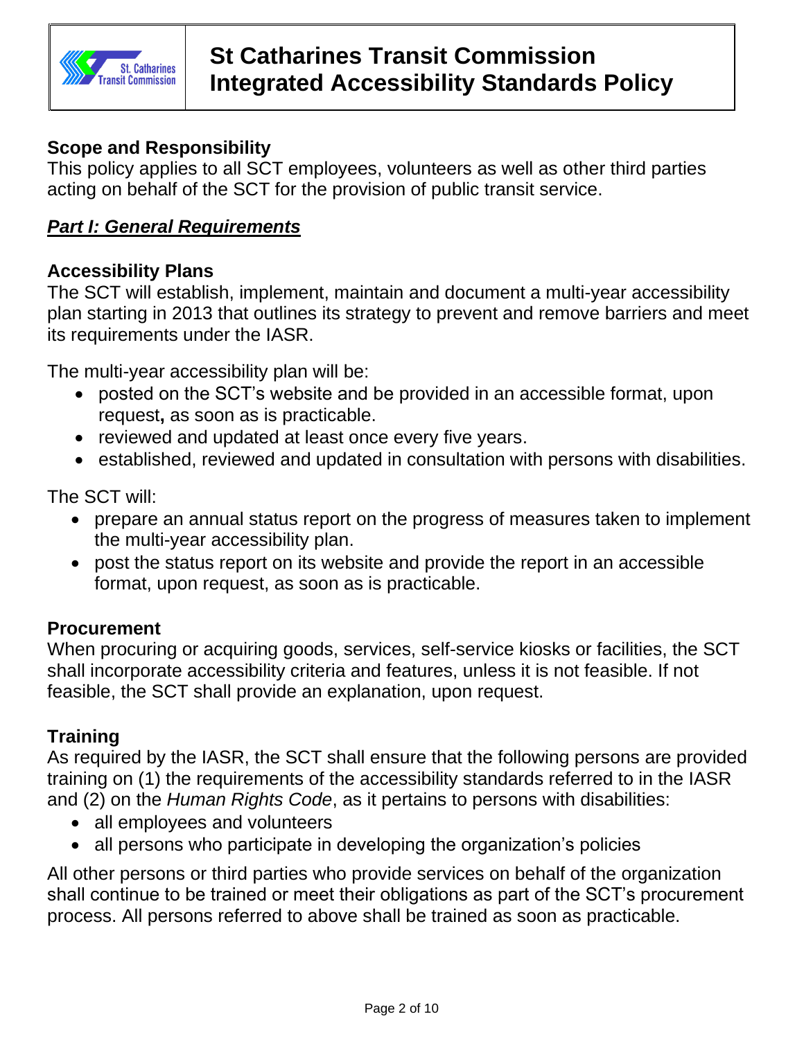# St Catharines Transit Commission Integrated Accessibility Standards Policy

### Scope and Responsibility

This policy applies to all SCT employees, volunteers as well as other third parties acting on behalf of the SCT for the provision of public transit service.

## ***Part I: General Requirements***

### Accessibility Plans

The SCT will establish, implement, maintain and document a multi-year accessibility plan starting in 2013 that outlines its strategy to prevent and remove barriers and meet its requirements under the IASR.

The multi-year accessibility plan will be:

- posted on the SCT's website and be provided in an accessible format, upon request**,** as soon as is practicable.
- reviewed and updated at least once every five years.
- established, reviewed and updated in consultation with persons with disabilities.

The SCT will:

- prepare an annual status report on the progress of measures taken to implement the multi-year accessibility plan.
- post the status report on its website and provide the report in an accessible format, upon request, as soon as is practicable.

### Procurement

When procuring or acquiring goods, services, self-service kiosks or facilities, the SCT shall incorporate accessibility criteria and features, unless it is not feasible. If not feasible, the SCT shall provide an explanation, upon request.

### Training

As required by the IASR, the SCT shall ensure that the following persons are provided training on (1) the requirements of the accessibility standards referred to in the IASR and (2) on the *Human Rights Code*, as it pertains to persons with disabilities:

- all employees and volunteers
- all persons who participate in developing the organization's policies

All other persons or third parties who provide services on behalf of the organization shall continue to be trained or meet their obligations as part of the SCT's procurement process. All persons referred to above shall be trained as soon as practicable.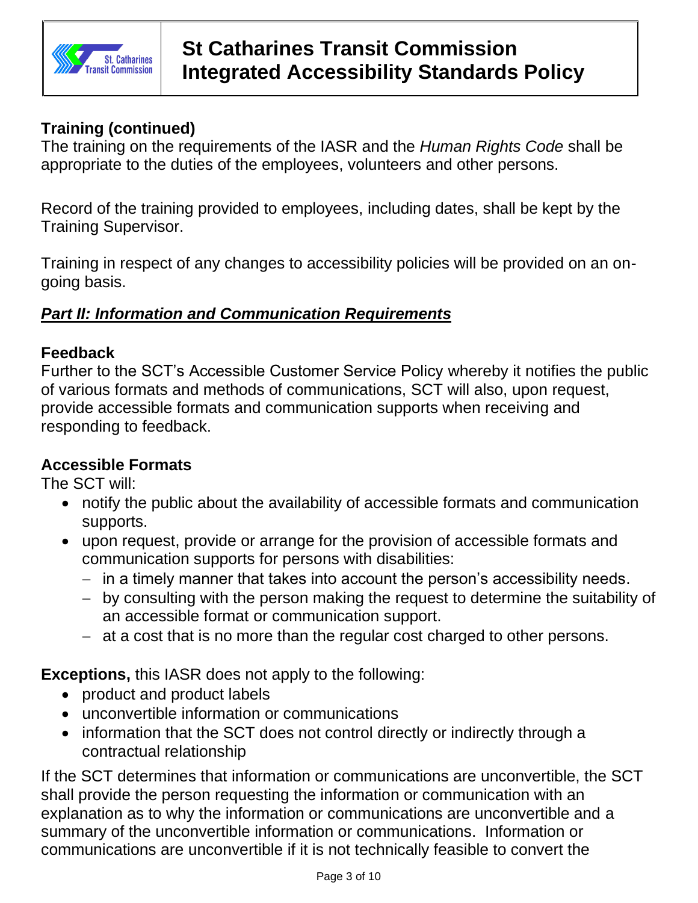**Training (continued)**
The training on the requirements of the IASR and the *Human Rights Code* shall be appropriate to the duties of the employees, volunteers and other persons.

Record of the training provided to employees, including dates, shall be kept by the Training Supervisor.

Training in respect of any changes to accessibility policies will be provided on an on-going basis.

## ***Part II: Information and Communication Requirements***

**Feedback**
Further to the SCT's Accessible Customer Service Policy whereby it notifies the public of various formats and methods of communications, SCT will also, upon request, provide accessible formats and communication supports when receiving and responding to feedback.

**Accessible Formats**
The SCT will:

- notify the public about the availability of accessible formats and communication supports.
- upon request, provide or arrange for the provision of accessible formats and communication supports for persons with disabilities:
  - in a timely manner that takes into account the person's accessibility needs.
  - by consulting with the person making the request to determine the suitability of an accessible format or communication support.
  - at a cost that is no more than the regular cost charged to other persons.

**Exceptions,** this IASR does not apply to the following:

- product and product labels
- unconvertible information or communications
- information that the SCT does not control directly or indirectly through a contractual relationship

If the SCT determines that information or communications are unconvertible, the SCT shall provide the person requesting the information or communication with an explanation as to why the information or communications are unconvertible and a summary of the unconvertible information or communications. Information or communications are unconvertible if it is not technically feasible to convert the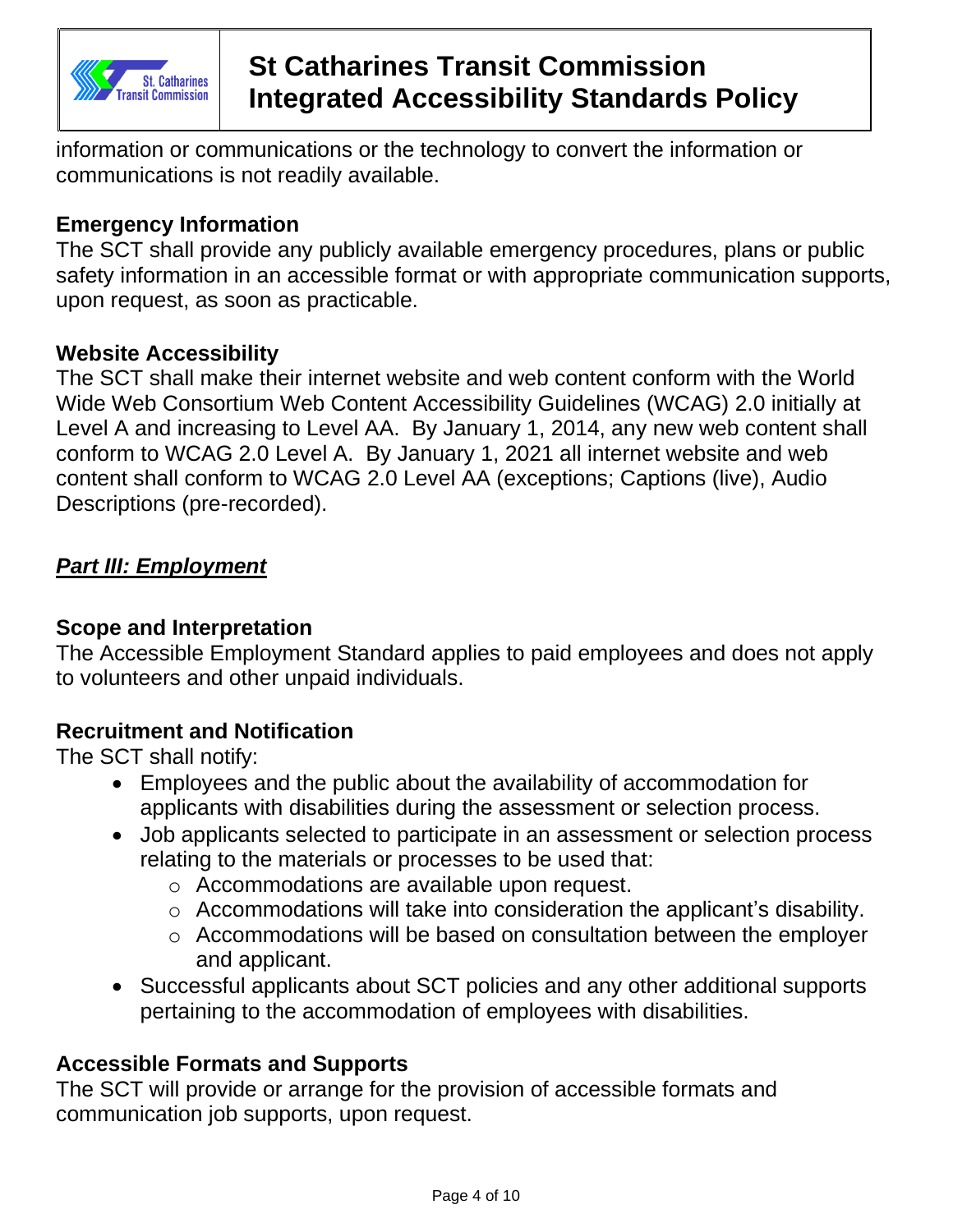information or communications or the technology to convert the information or communications is not readily available.

**Emergency Information**

The SCT shall provide any publicly available emergency procedures, plans or public safety information in an accessible format or with appropriate communication supports, upon request, as soon as practicable.

**Website Accessibility**

The SCT shall make their internet website and web content conform with the World Wide Web Consortium Web Content Accessibility Guidelines (WCAG) 2.0 initially at Level A and increasing to Level AA. By January 1, 2014, any new web content shall conform to WCAG 2.0 Level A. By January 1, 2021 all internet website and web content shall conform to WCAG 2.0 Level AA (exceptions; Captions (live), Audio Descriptions (pre-recorded).

## ***Part III: Employment***

**Scope and Interpretation**

The Accessible Employment Standard applies to paid employees and does not apply to volunteers and other unpaid individuals.

**Recruitment and Notification**

The SCT shall notify:

- Employees and the public about the availability of accommodation for applicants with disabilities during the assessment or selection process.
- Job applicants selected to participate in an assessment or selection process relating to the materials or processes to be used that:
  - Accommodations are available upon request.
  - Accommodations will take into consideration the applicant's disability.
  - Accommodations will be based on consultation between the employer and applicant.
- Successful applicants about SCT policies and any other additional supports pertaining to the accommodation of employees with disabilities.

**Accessible Formats and Supports**

The SCT will provide or arrange for the provision of accessible formats and communication job supports, upon request.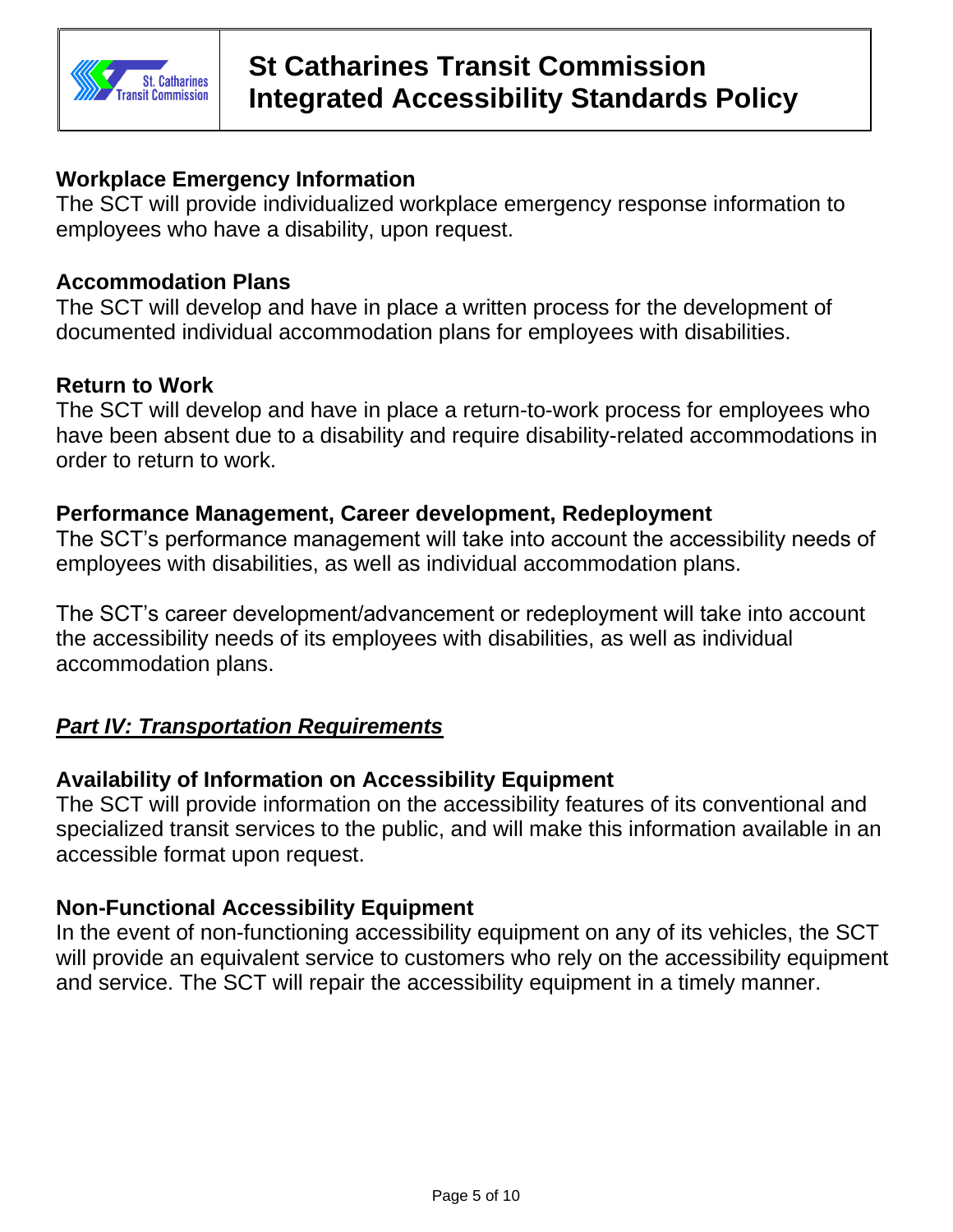### Workplace Emergency Information

The SCT will provide individualized workplace emergency response information to employees who have a disability, upon request.

### Accommodation Plans

The SCT will develop and have in place a written process for the development of documented individual accommodation plans for employees with disabilities.

### Return to Work

The SCT will develop and have in place a return-to-work process for employees who have been absent due to a disability and require disability-related accommodations in order to return to work.

### Performance Management, Career development, Redeployment

The SCT's performance management will take into account the accessibility needs of employees with disabilities, as well as individual accommodation plans.

The SCT's career development/advancement or redeployment will take into account the accessibility needs of its employees with disabilities, as well as individual accommodation plans.

## ***Part IV: Transportation Requirements***

### Availability of Information on Accessibility Equipment

The SCT will provide information on the accessibility features of its conventional and specialized transit services to the public, and will make this information available in an accessible format upon request.

### Non-Functional Accessibility Equipment

In the event of non-functioning accessibility equipment on any of its vehicles, the SCT will provide an equivalent service to customers who rely on the accessibility equipment and service. The SCT will repair the accessibility equipment in a timely manner.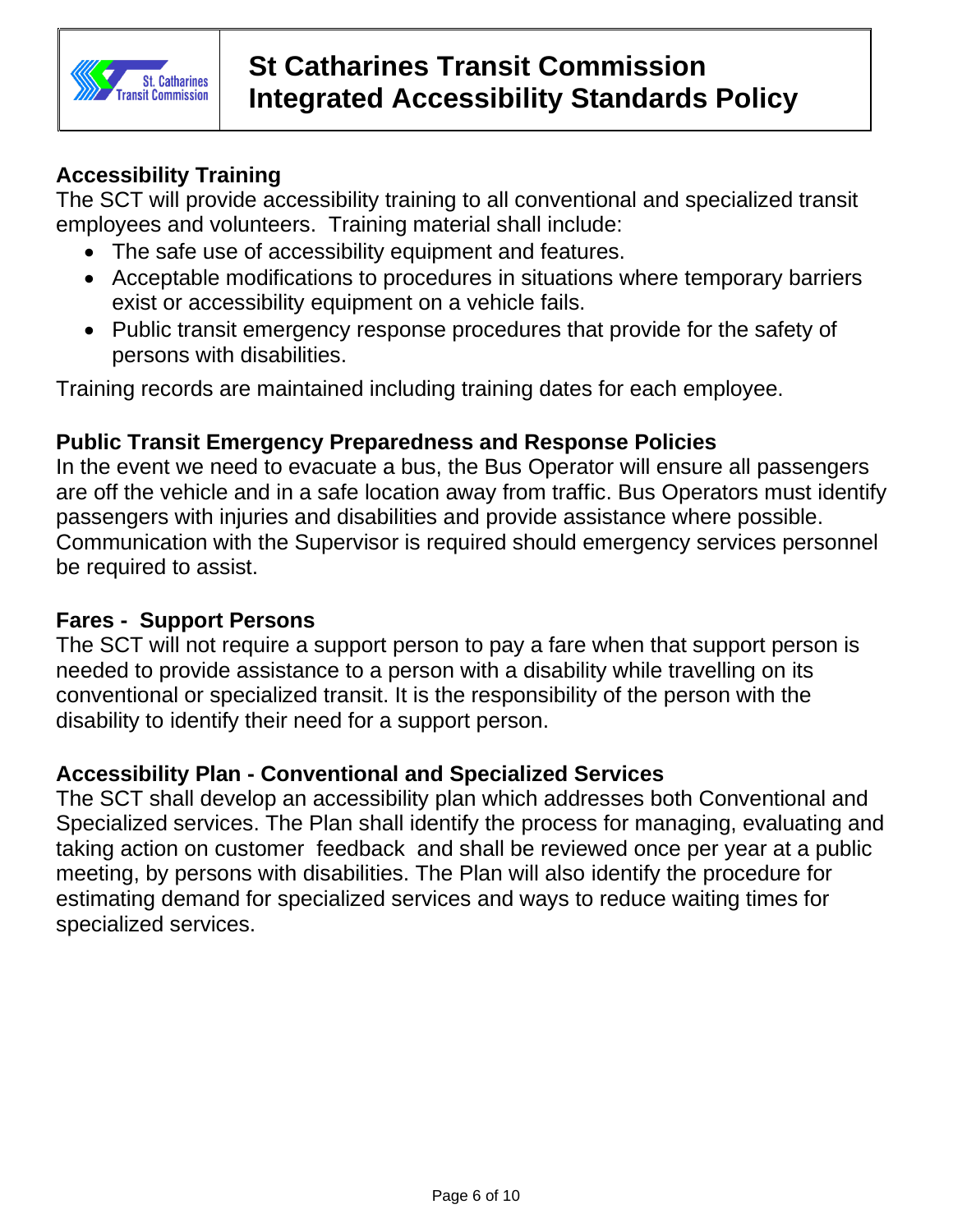## Accessibility Training

The SCT will provide accessibility training to all conventional and specialized transit employees and volunteers. Training material shall include:

- The safe use of accessibility equipment and features.
- Acceptable modifications to procedures in situations where temporary barriers exist or accessibility equipment on a vehicle fails.
- Public transit emergency response procedures that provide for the safety of persons with disabilities.

Training records are maintained including training dates for each employee.

## Public Transit Emergency Preparedness and Response Policies

In the event we need to evacuate a bus, the Bus Operator will ensure all passengers are off the vehicle and in a safe location away from traffic. Bus Operators must identify passengers with injuries and disabilities and provide assistance where possible. Communication with the Supervisor is required should emergency services personnel be required to assist.

## Fares - Support Persons

The SCT will not require a support person to pay a fare when that support person is needed to provide assistance to a person with a disability while travelling on its conventional or specialized transit. It is the responsibility of the person with the disability to identify their need for a support person.

## Accessibility Plan - Conventional and Specialized Services

The SCT shall develop an accessibility plan which addresses both Conventional and Specialized services. The Plan shall identify the process for managing, evaluating and taking action on customer feedback and shall be reviewed once per year at a public meeting, by persons with disabilities. The Plan will also identify the procedure for estimating demand for specialized services and ways to reduce waiting times for specialized services.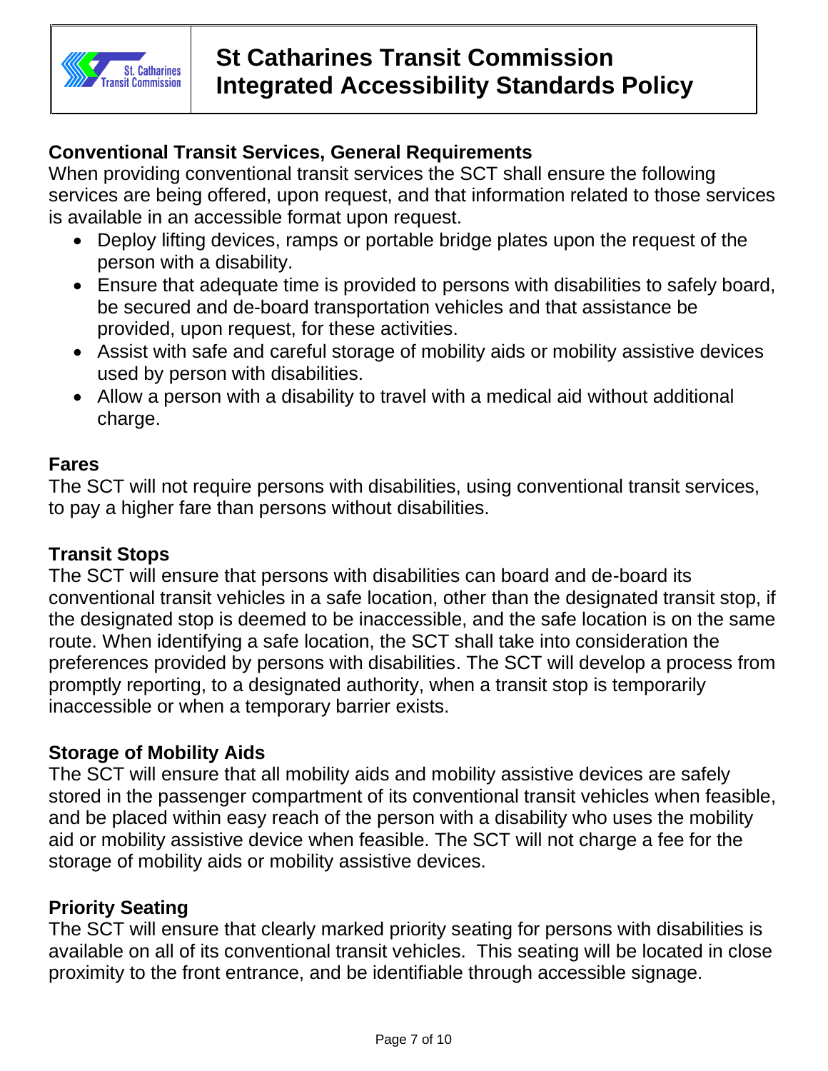### Conventional Transit Services, General Requirements

When providing conventional transit services the SCT shall ensure the following services are being offered, upon request, and that information related to those services is available in an accessible format upon request.

- Deploy lifting devices, ramps or portable bridge plates upon the request of the person with a disability.
- Ensure that adequate time is provided to persons with disabilities to safely board, be secured and de-board transportation vehicles and that assistance be provided, upon request, for these activities.
- Assist with safe and careful storage of mobility aids or mobility assistive devices used by person with disabilities.
- Allow a person with a disability to travel with a medical aid without additional charge.

### Fares

The SCT will not require persons with disabilities, using conventional transit services, to pay a higher fare than persons without disabilities.

### Transit Stops

The SCT will ensure that persons with disabilities can board and de-board its conventional transit vehicles in a safe location, other than the designated transit stop, if the designated stop is deemed to be inaccessible, and the safe location is on the same route. When identifying a safe location, the SCT shall take into consideration the preferences provided by persons with disabilities. The SCT will develop a process from promptly reporting, to a designated authority, when a transit stop is temporarily inaccessible or when a temporary barrier exists.

### Storage of Mobility Aids

The SCT will ensure that all mobility aids and mobility assistive devices are safely stored in the passenger compartment of its conventional transit vehicles when feasible, and be placed within easy reach of the person with a disability who uses the mobility aid or mobility assistive device when feasible. The SCT will not charge a fee for the storage of mobility aids or mobility assistive devices.

### Priority Seating

The SCT will ensure that clearly marked priority seating for persons with disabilities is available on all of its conventional transit vehicles. This seating will be located in close proximity to the front entrance, and be identifiable through accessible signage.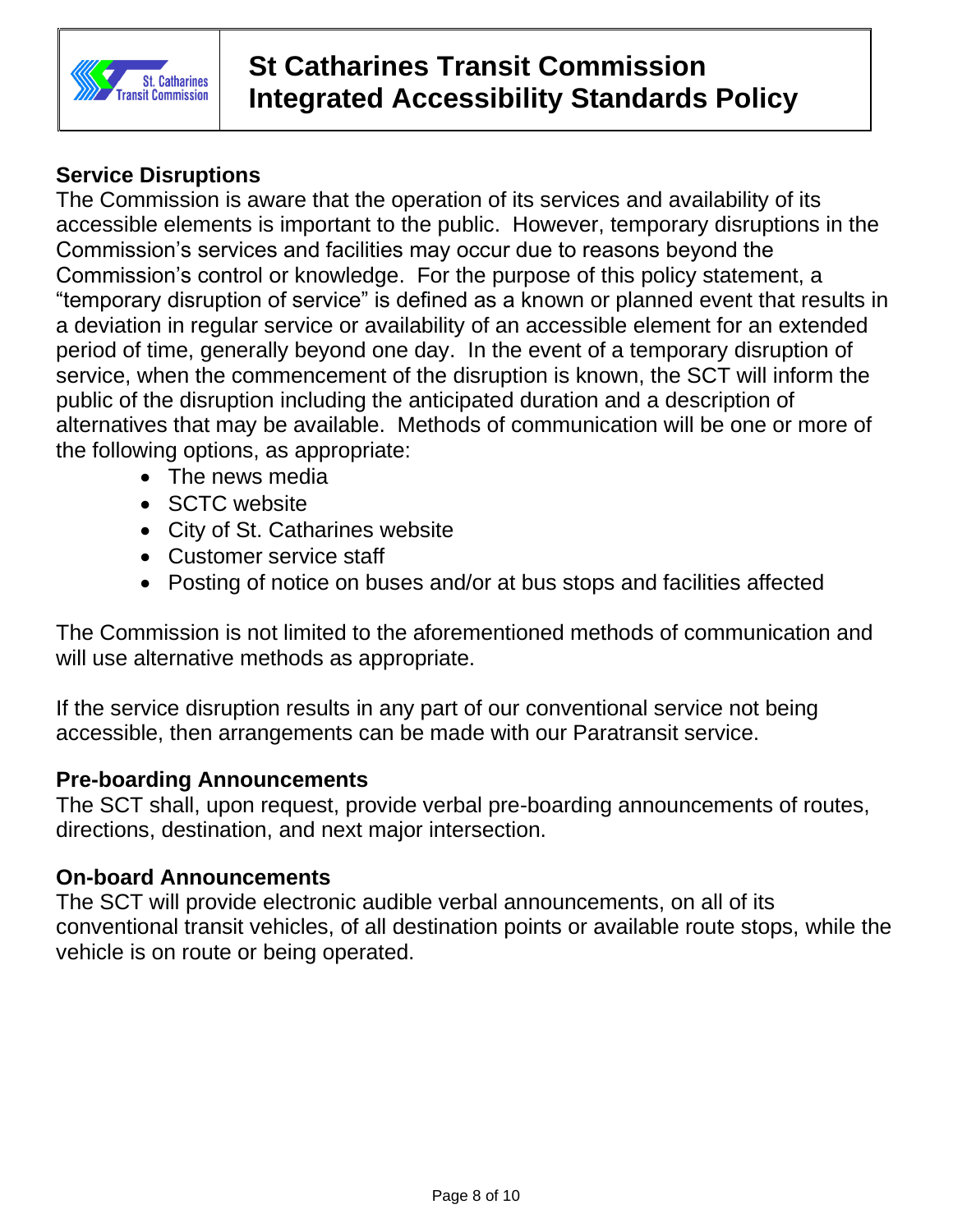## Service Disruptions

The Commission is aware that the operation of its services and availability of its accessible elements is important to the public. However, temporary disruptions in the Commission's services and facilities may occur due to reasons beyond the Commission's control or knowledge. For the purpose of this policy statement, a "temporary disruption of service" is defined as a known or planned event that results in a deviation in regular service or availability of an accessible element for an extended period of time, generally beyond one day. In the event of a temporary disruption of service, when the commencement of the disruption is known, the SCT will inform the public of the disruption including the anticipated duration and a description of alternatives that may be available. Methods of communication will be one or more of the following options, as appropriate:

- The news media
- SCTC website
- City of St. Catharines website
- Customer service staff
- Posting of notice on buses and/or at bus stops and facilities affected

The Commission is not limited to the aforementioned methods of communication and will use alternative methods as appropriate.

If the service disruption results in any part of our conventional service not being accessible, then arrangements can be made with our Paratransit service.

## Pre-boarding Announcements

The SCT shall, upon request, provide verbal pre-boarding announcements of routes, directions, destination, and next major intersection.

## On-board Announcements

The SCT will provide electronic audible verbal announcements, on all of its conventional transit vehicles, of all destination points or available route stops, while the vehicle is on route or being operated.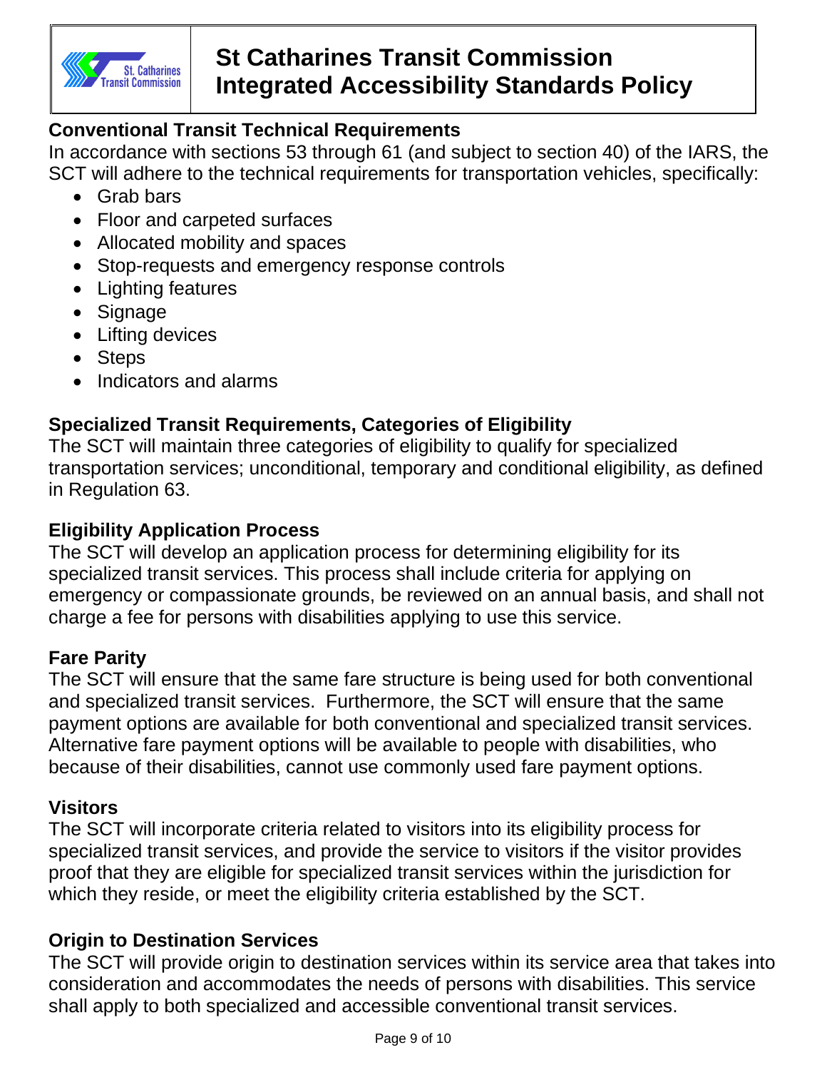## Conventional Transit Technical Requirements

In accordance with sections 53 through 61 (and subject to section 40) of the IARS, the SCT will adhere to the technical requirements for transportation vehicles, specifically:

- Grab bars
- Floor and carpeted surfaces
- Allocated mobility and spaces
- Stop-requests and emergency response controls
- Lighting features
- Signage
- Lifting devices
- Steps
- Indicators and alarms

## Specialized Transit Requirements, Categories of Eligibility

The SCT will maintain three categories of eligibility to qualify for specialized transportation services; unconditional, temporary and conditional eligibility, as defined in Regulation 63.

## Eligibility Application Process

The SCT will develop an application process for determining eligibility for its specialized transit services. This process shall include criteria for applying on emergency or compassionate grounds, be reviewed on an annual basis, and shall not charge a fee for persons with disabilities applying to use this service.

## Fare Parity

The SCT will ensure that the same fare structure is being used for both conventional and specialized transit services. Furthermore, the SCT will ensure that the same payment options are available for both conventional and specialized transit services. Alternative fare payment options will be available to people with disabilities, who because of their disabilities, cannot use commonly used fare payment options.

## Visitors

The SCT will incorporate criteria related to visitors into its eligibility process for specialized transit services, and provide the service to visitors if the visitor provides proof that they are eligible for specialized transit services within the jurisdiction for which they reside, or meet the eligibility criteria established by the SCT.

## Origin to Destination Services

The SCT will provide origin to destination services within its service area that takes into consideration and accommodates the needs of persons with disabilities. This service shall apply to both specialized and accessible conventional transit services.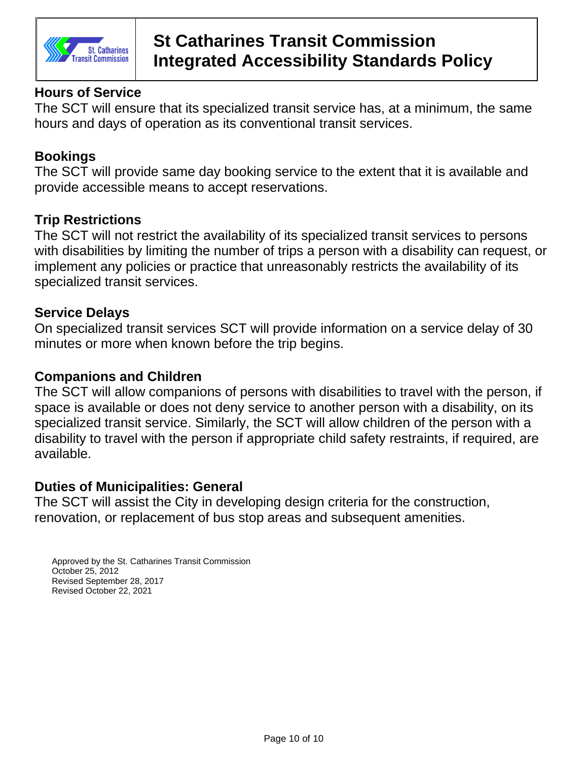## Hours of Service

The SCT will ensure that its specialized transit service has, at a minimum, the same hours and days of operation as its conventional transit services.

## Bookings

The SCT will provide same day booking service to the extent that it is available and provide accessible means to accept reservations.

## Trip Restrictions

The SCT will not restrict the availability of its specialized transit services to persons with disabilities by limiting the number of trips a person with a disability can request, or implement any policies or practice that unreasonably restricts the availability of its specialized transit services.

## Service Delays

On specialized transit services SCT will provide information on a service delay of 30 minutes or more when known before the trip begins.

## Companions and Children

The SCT will allow companions of persons with disabilities to travel with the person, if space is available or does not deny service to another person with a disability, on its specialized transit service. Similarly, the SCT will allow children of the person with a disability to travel with the person if appropriate child safety restraints, if required, are available.

## Duties of Municipalities: General

The SCT will assist the City in developing design criteria for the construction, renovation, or replacement of bus stop areas and subsequent amenities.

Approved by the St. Catharines Transit Commission
October 25, 2012
Revised September 28, 2017
Revised October 22, 2021